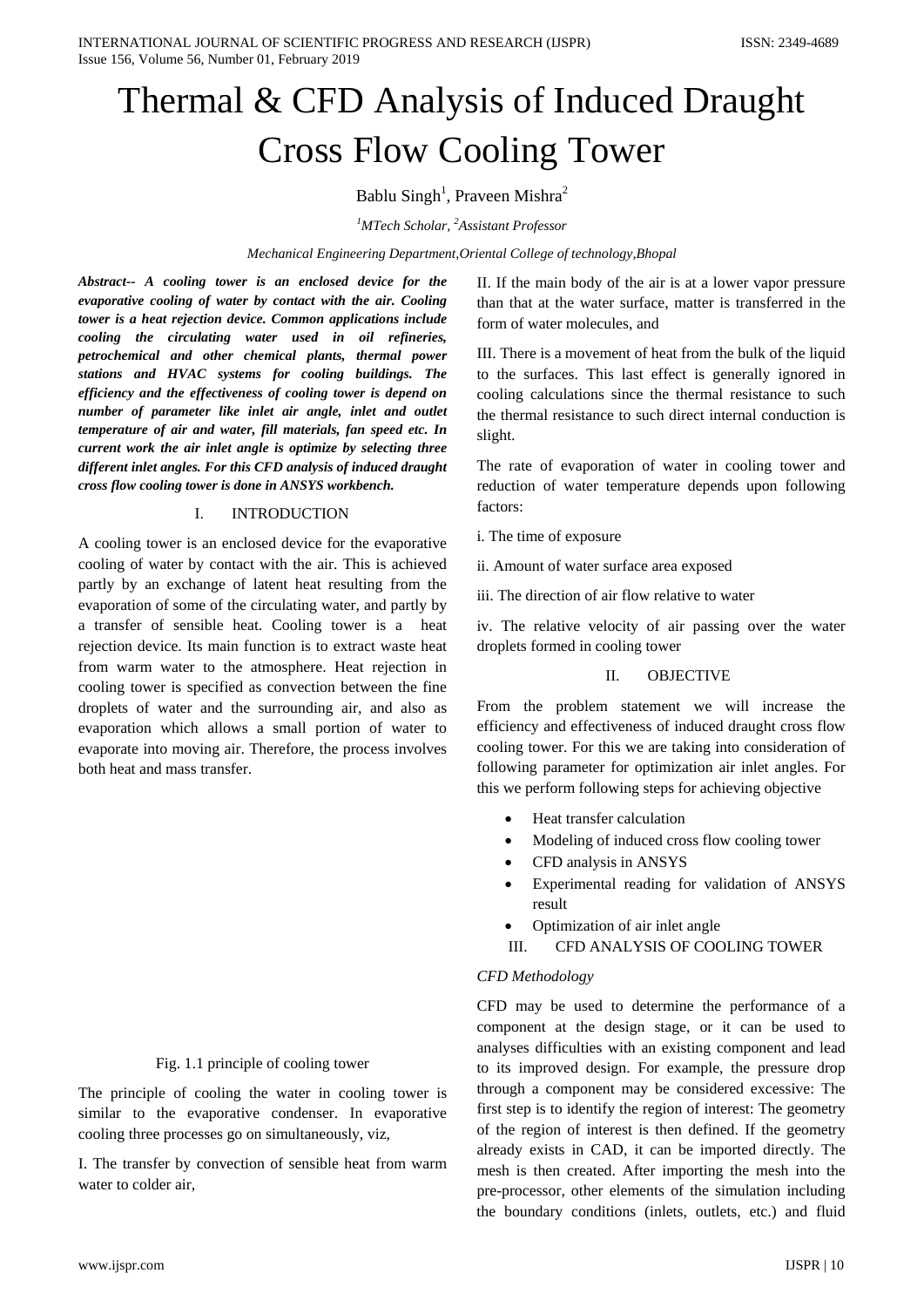# Thermal & CFD Analysis of Induced Draught Cross Flow Cooling Tower

Bablu Singh[1], Praveen Mishra[2]

[1]*MTech Scholar,* [2]*Assistant Professor*

*Mechanical Engineering Department,Oriental College of technology,Bhopal*

***Abstract--* A cooling tower is an enclosed device for the evaporative cooling of water by contact with the air. Cooling tower is a heat rejection device. Common applications include cooling the circulating water used in oil refineries, petrochemical and other chemical plants, thermal power stations and HVAC systems for cooling buildings. The efficiency and the effectiveness of cooling tower is depend on number of parameter like inlet air angle, inlet and outlet temperature of air and water, fill materials, fan speed etc. In current work the air inlet angle is optimize by selecting three different inlet angles. For this CFD analysis of induced draught cross flow cooling tower is done in ANSYS workbench.**

## I. INTRODUCTION

A cooling tower is an enclosed device for the evaporative cooling of water by contact with the air. This is achieved partly by an exchange of latent heat resulting from the evaporation of some of the circulating water, and partly by a transfer of sensible heat. Cooling tower is a heat rejection device. Its main function is to extract waste heat from warm water to the atmosphere. Heat rejection in cooling tower is specified as convection between the fine droplets of water and the surrounding air, and also as evaporation which allows a small portion of water to evaporate into moving air. Therefore, the process involves both heat and mass transfer.

Fig. 1.1 principle of cooling tower

The principle of cooling the water in cooling tower is similar to the evaporative condenser. In evaporative cooling three processes go on simultaneously, viz,

I. The transfer by convection of sensible heat from warm water to colder air,

II. If the main body of the air is at a lower vapor pressure than that at the water surface, matter is transferred in the form of water molecules, and

III. There is a movement of heat from the bulk of the liquid to the surfaces. This last effect is generally ignored in cooling calculations since the thermal resistance to such the thermal resistance to such direct internal conduction is slight.

The rate of evaporation of water in cooling tower and reduction of water temperature depends upon following factors:

i. The time of exposure

ii. Amount of water surface area exposed

iii. The direction of air flow relative to water

iv. The relative velocity of air passing over the water droplets formed in cooling tower

## II. OBJECTIVE

From the problem statement we will increase the efficiency and effectiveness of induced draught cross flow cooling tower. For this we are taking into consideration of following parameter for optimization air inlet angles. For this we perform following steps for achieving objective

- Heat transfer calculation
- Modeling of induced cross flow cooling tower
- CFD analysis in ANSYS
- Experimental reading for validation of ANSYS result
- Optimization of air inlet angle

## III. CFD ANALYSIS OF COOLING TOWER

*CFD Methodology*

CFD may be used to determine the performance of a component at the design stage, or it can be used to analyses difficulties with an existing component and lead to its improved design. For example, the pressure drop through a component may be considered excessive: The first step is to identify the region of interest: The geometry of the region of interest is then defined. If the geometry already exists in CAD, it can be imported directly. The mesh is then created. After importing the mesh into the pre-processor, other elements of the simulation including the boundary conditions (inlets, outlets, etc.) and fluid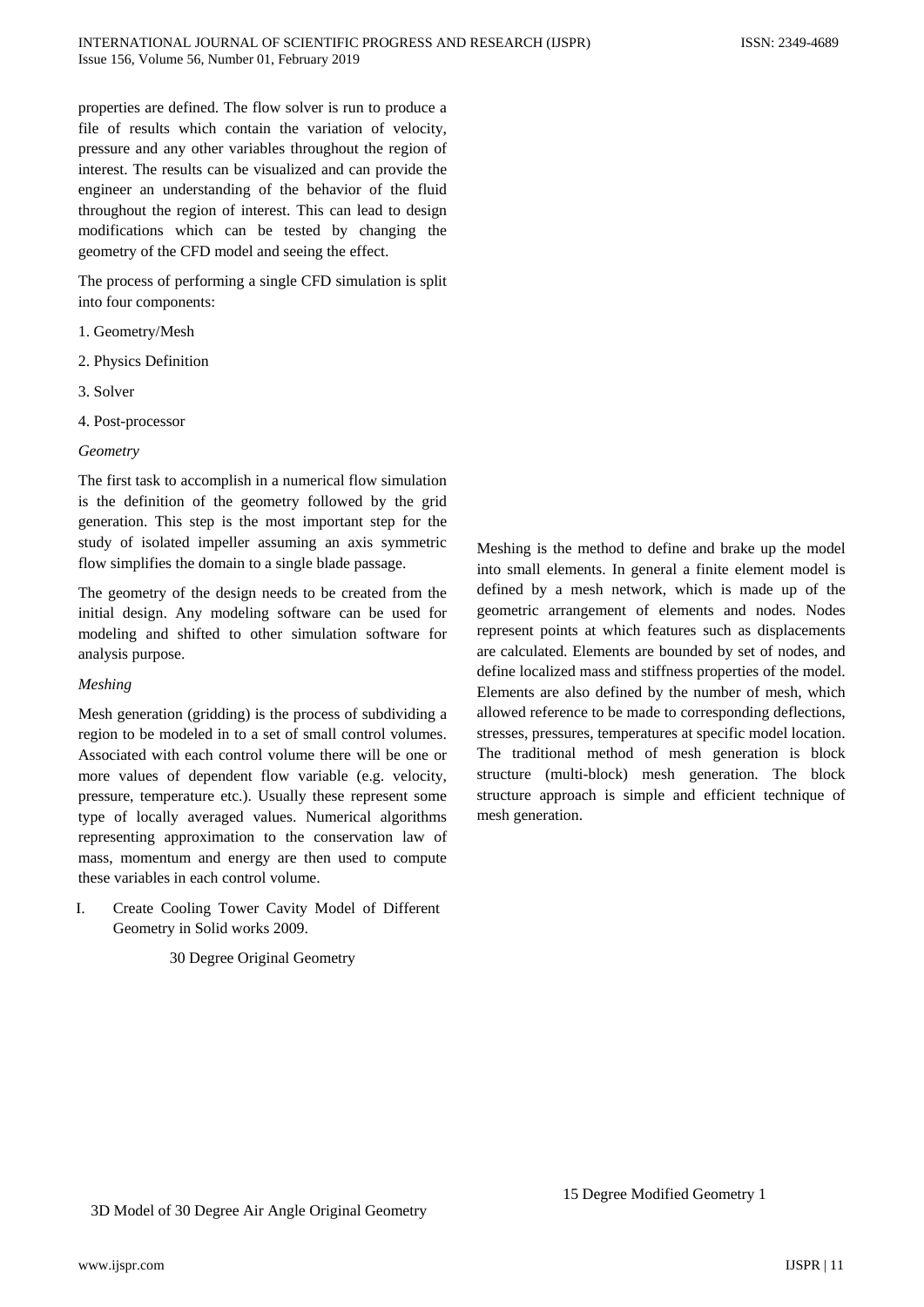properties are defined. The flow solver is run to produce a file of results which contain the variation of velocity, pressure and any other variables throughout the region of interest. The results can be visualized and can provide the engineer an understanding of the behavior of the fluid throughout the region of interest. This can lead to design modifications which can be tested by changing the geometry of the CFD model and seeing the effect.

The process of performing a single CFD simulation is split into four components:

1. Geometry/Mesh
2. Physics Definition
3. Solver
4. Post-processor

*Geometry*

The first task to accomplish in a numerical flow simulation is the definition of the geometry followed by the grid generation. This step is the most important step for the study of isolated impeller assuming an axis symmetric flow simplifies the domain to a single blade passage.

The geometry of the design needs to be created from the initial design. Any modeling software can be used for modeling and shifted to other simulation software for analysis purpose.

*Meshing*

Mesh generation (gridding) is the process of subdividing a region to be modeled in to a set of small control volumes. Associated with each control volume there will be one or more values of dependent flow variable (e.g. velocity, pressure, temperature etc.). Usually these represent some type of locally averaged values. Numerical algorithms representing approximation to the conservation law of mass, momentum and energy are then used to compute these variables in each control volume.

I. Create Cooling Tower Cavity Model of Different Geometry in Solid works 2009.

30 Degree Original Geometry

3D Model of 30 Degree Air Angle Original Geometry

Meshing is the method to define and brake up the model into small elements. In general a finite element model is defined by a mesh network, which is made up of the geometric arrangement of elements and nodes. Nodes represent points at which features such as displacements are calculated. Elements are bounded by set of nodes, and define localized mass and stiffness properties of the model. Elements are also defined by the number of mesh, which allowed reference to be made to corresponding deflections, stresses, pressures, temperatures at specific model location. The traditional method of mesh generation is block structure (multi-block) mesh generation. The block structure approach is simple and efficient technique of mesh generation.

15 Degree Modified Geometry 1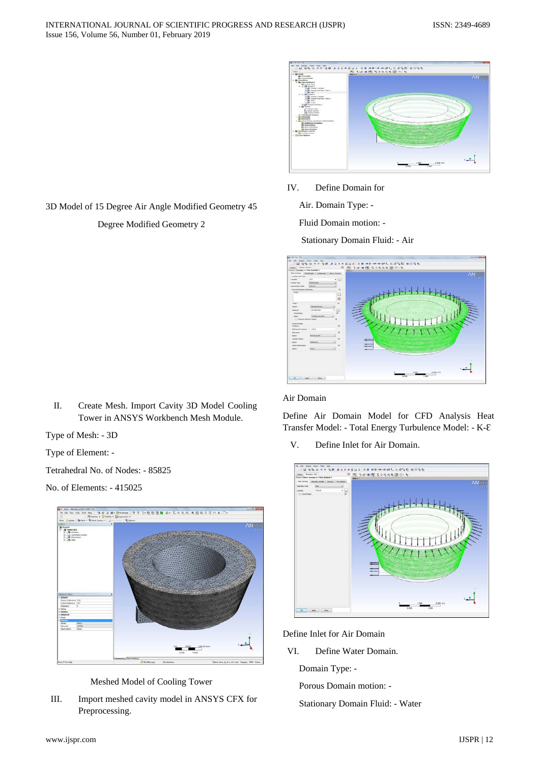3D Model of 15 Degree Air Angle Modified Geometry 45 Degree Modified Geometry 2

II. Create Mesh. Import Cavity 3D Model Cooling Tower in ANSYS Workbench Mesh Module.

Type of Mesh: - 3D

Type of Element: -

Tetrahedral No. of Nodes: - 85825

No. of Elements: - 415025

Meshed Model of Cooling Tower

III. Import meshed cavity model in ANSYS CFX for Preprocessing.

IV. Define Domain for

Air. Domain Type: -

Fluid Domain motion: -

Stationary Domain Fluid: - Air

Air Domain

Define Air Domain Model for CFD Analysis Heat Transfer Model: - Total Energy Turbulence Model: - K-Ɛ

V. Define Inlet for Air Domain.

Define Inlet for Air Domain

VI. Define Water Domain.

Domain Type: -

Porous Domain motion: -

Stationary Domain Fluid: - Water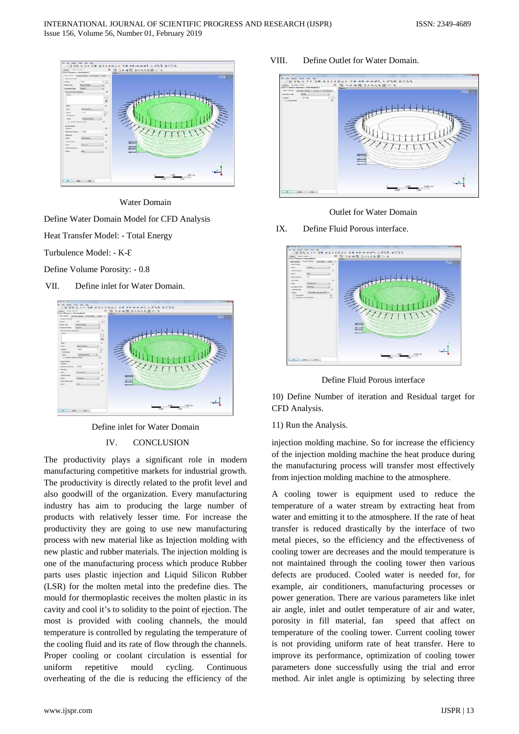Water Domain

Define Water Domain Model for CFD Analysis

Heat Transfer Model: - Total Energy

Turbulence Model: - K-Ɛ

Define Volume Porosity: - 0.8

VII. Define inlet for Water Domain.

Define inlet for Water Domain

VIII. Define Outlet for Water Domain.

Outlet for Water Domain

IX. Define Fluid Porous interface.

Define Fluid Porous interface

10) Define Number of iteration and Residual target for CFD Analysis.

11) Run the Analysis.

## IV. CONCLUSION

The productivity plays a significant role in modern manufacturing competitive markets for industrial growth. The productivity is directly related to the profit level and also goodwill of the organization. Every manufacturing industry has aim to producing the large number of products with relatively lesser time. For increase the productivity they are going to use new manufacturing process with new material like as Injection molding with new plastic and rubber materials. The injection molding is one of the manufacturing process which produce Rubber parts uses plastic injection and Liquid Silicon Rubber (LSR) for the molten metal into the predefine dies. The mould for thermoplastic receives the molten plastic in its cavity and cool it's to solidity to the point of ejection. The most is provided with cooling channels, the mould temperature is controlled by regulating the temperature of the cooling fluid and its rate of flow through the channels. Proper cooling or coolant circulation is essential for uniform repetitive mould cycling. Continuous overheating of the die is reducing the efficiency of the injection molding machine. So for increase the efficiency of the injection molding machine the heat produce during the manufacturing process will transfer most effectively from injection molding machine to the atmosphere.

A cooling tower is equipment used to reduce the temperature of a water stream by extracting heat from water and emitting it to the atmosphere. If the rate of heat transfer is reduced drastically by the interface of two metal pieces, so the efficiency and the effectiveness of cooling tower are decreases and the mould temperature is not maintained through the cooling tower then various defects are produced. Cooled water is needed for, for example, air conditioners, manufacturing processes or power generation. There are various parameters like inlet air angle, inlet and outlet temperature of air and water, porosity in fill material, fan speed that affect on temperature of the cooling tower. Current cooling tower is not providing uniform rate of heat transfer. Here to improve its performance, optimization of cooling tower parameters done successfully using the trial and error method. Air inlet angle is optimizing by selecting three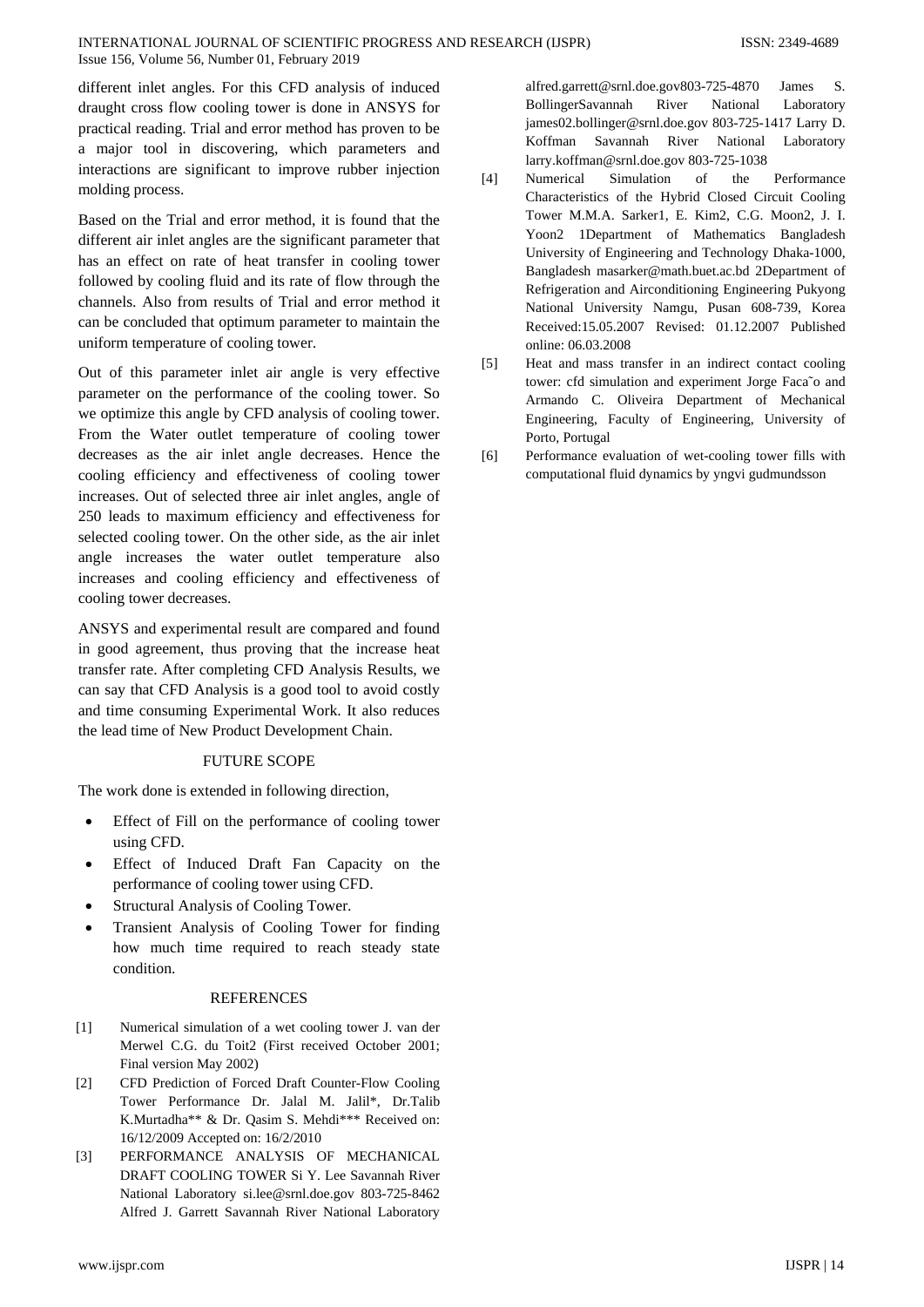different inlet angles. For this CFD analysis of induced draught cross flow cooling tower is done in ANSYS for practical reading. Trial and error method has proven to be a major tool in discovering, which parameters and interactions are significant to improve rubber injection molding process.

Based on the Trial and error method, it is found that the different air inlet angles are the significant parameter that has an effect on rate of heat transfer in cooling tower followed by cooling fluid and its rate of flow through the channels. Also from results of Trial and error method it can be concluded that optimum parameter to maintain the uniform temperature of cooling tower.

Out of this parameter inlet air angle is very effective parameter on the performance of the cooling tower. So we optimize this angle by CFD analysis of cooling tower. From the Water outlet temperature of cooling tower decreases as the air inlet angle decreases. Hence the cooling efficiency and effectiveness of cooling tower increases. Out of selected three air inlet angles, angle of 250 leads to maximum efficiency and effectiveness for selected cooling tower. On the other side, as the air inlet angle increases the water outlet temperature also increases and cooling efficiency and effectiveness of cooling tower decreases.

ANSYS and experimental result are compared and found in good agreement, thus proving that the increase heat transfer rate. After completing CFD Analysis Results, we can say that CFD Analysis is a good tool to avoid costly and time consuming Experimental Work. It also reduces the lead time of New Product Development Chain.

## FUTURE SCOPE

The work done is extended in following direction,

- Effect of Fill on the performance of cooling tower using CFD.
- Effect of Induced Draft Fan Capacity on the performance of cooling tower using CFD.
- Structural Analysis of Cooling Tower.
- Transient Analysis of Cooling Tower for finding how much time required to reach steady state condition.

## REFERENCES

[1] Numerical simulation of a wet cooling tower J. van der Merwel C.G. du Toit2 (First received October 2001; Final version May 2002)

[2] CFD Prediction of Forced Draft Counter-Flow Cooling Tower Performance Dr. Jalal M. Jalil*, Dr.Talib K.Murtadha** & Dr. Qasim S. Mehdi*** Received on: 16/12/2009 Accepted on: 16/2/2010

[3] PERFORMANCE ANALYSIS OF MECHANICAL DRAFT COOLING TOWER Si Y. Lee Savannah River National Laboratory si.lee@srnl.doe.gov 803-725-8462 Alfred J. Garrett Savannah River National Laboratory alfred.garrett@srnl.doe.gov803-725-4870 James S. BollingerSavannah River National Laboratory james02.bollinger@srnl.doe.gov 803-725-1417 Larry D. Koffman Savannah River National Laboratory larry.koffman@srnl.doe.gov 803-725-1038

[4] Numerical Simulation of the Performance Characteristics of the Hybrid Closed Circuit Cooling Tower M.M.A. Sarker1, E. Kim2, C.G. Moon2, J. I. Yoon2 1Department of Mathematics Bangladesh University of Engineering and Technology Dhaka-1000, Bangladesh masarker@math.buet.ac.bd 2Department of Refrigeration and Airconditioning Engineering Pukyong National University Namgu, Pusan 608-739, Korea Received:15.05.2007 Revised: 01.12.2007 Published online: 06.03.2008

[5] Heat and mass transfer in an indirect contact cooling tower: cfd simulation and experiment Jorge Faca˜o and Armando C. Oliveira Department of Mechanical Engineering, Faculty of Engineering, University of Porto, Portugal

[6] Performance evaluation of wet-cooling tower fills with computational fluid dynamics by yngvi gudmundsson